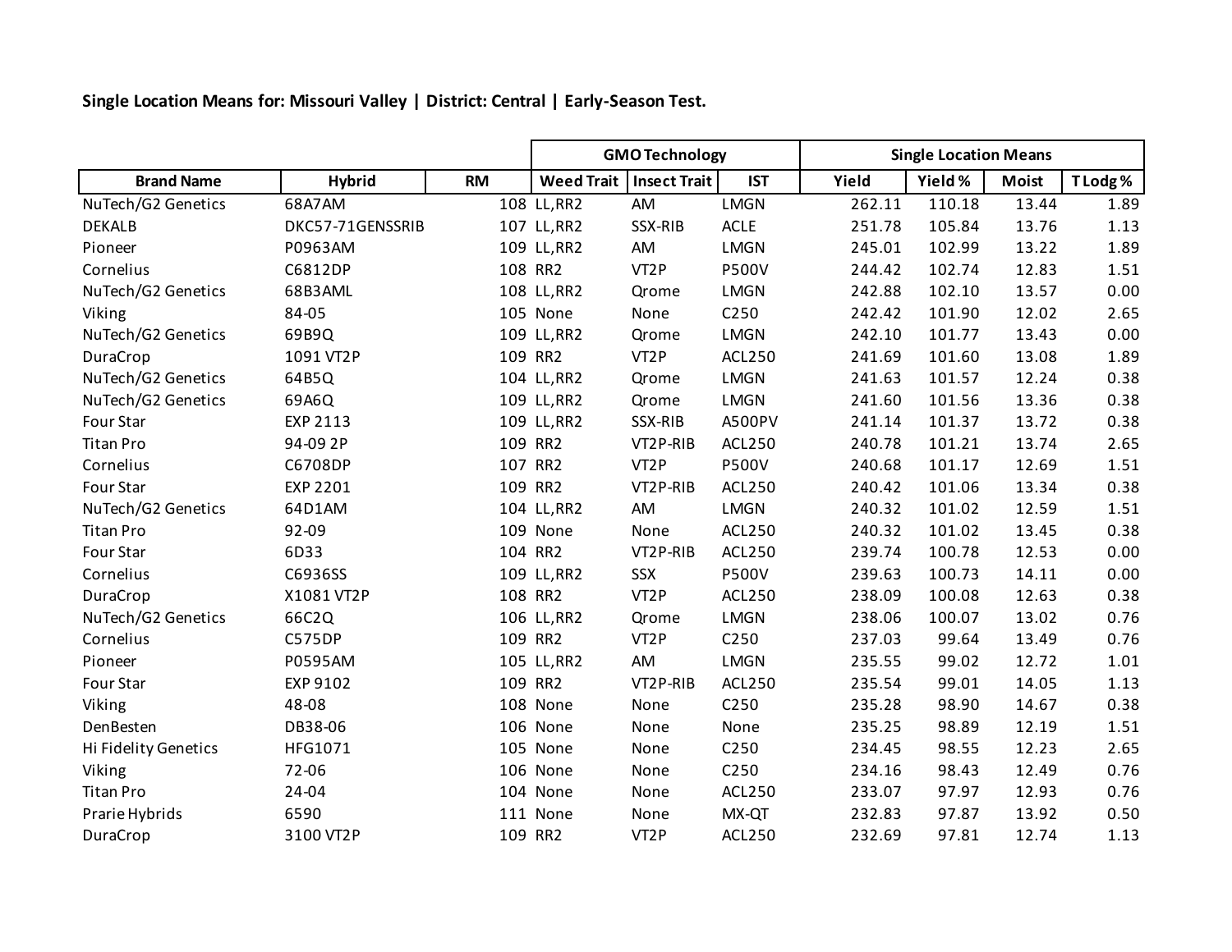**Single Location Means for: Missouri Valley | District: Central | Early-Season Test.**

| | | | GMO Technology | | | Single Location Means | | | |
|---|---|---|---|---|---|---|---|---|---|
| **Brand Name** | **Hybrid** | **RM** | **Weed Trait** | **Insect Trait** | **IST** | **Yield** | **Yield %** | **Moist** | **T Lodg %** |
| NuTech/G2 Genetics | 68A7AM | 108 | LL,RR2 | AM | LMGN | 262.11 | 110.18 | 13.44 | 1.89 |
| DEKALB | DKC57-71GENSSRIB | 107 | LL,RR2 | SSX-RIB | ACLE | 251.78 | 105.84 | 13.76 | 1.13 |
| Pioneer | P0963AM | 109 | LL,RR2 | AM | LMGN | 245.01 | 102.99 | 13.22 | 1.89 |
| Cornelius | C6812DP | 108 | RR2 | VT2P | P500V | 244.42 | 102.74 | 12.83 | 1.51 |
| NuTech/G2 Genetics | 68B3AML | 108 | LL,RR2 | Qrome | LMGN | 242.88 | 102.10 | 13.57 | 0.00 |
| Viking | 84-05 | 105 | None | None | C250 | 242.42 | 101.90 | 12.02 | 2.65 |
| NuTech/G2 Genetics | 69B9Q | 109 | LL,RR2 | Qrome | LMGN | 242.10 | 101.77 | 13.43 | 0.00 |
| DuraCrop | 1091 VT2P | 109 | RR2 | VT2P | ACL250 | 241.69 | 101.60 | 13.08 | 1.89 |
| NuTech/G2 Genetics | 64B5Q | 104 | LL,RR2 | Qrome | LMGN | 241.63 | 101.57 | 12.24 | 0.38 |
| NuTech/G2 Genetics | 69A6Q | 109 | LL,RR2 | Qrome | LMGN | 241.60 | 101.56 | 13.36 | 0.38 |
| Four Star | EXP 2113 | 109 | LL,RR2 | SSX-RIB | A500PV | 241.14 | 101.37 | 13.72 | 0.38 |
| Titan Pro | 94-09 2P | 109 | RR2 | VT2P-RIB | ACL250 | 240.78 | 101.21 | 13.74 | 2.65 |
| Cornelius | C6708DP | 107 | RR2 | VT2P | P500V | 240.68 | 101.17 | 12.69 | 1.51 |
| Four Star | EXP 2201 | 109 | RR2 | VT2P-RIB | ACL250 | 240.42 | 101.06 | 13.34 | 0.38 |
| NuTech/G2 Genetics | 64D1AM | 104 | LL,RR2 | AM | LMGN | 240.32 | 101.02 | 12.59 | 1.51 |
| Titan Pro | 92-09 | 109 | None | None | ACL250 | 240.32 | 101.02 | 13.45 | 0.38 |
| Four Star | 6D33 | 104 | RR2 | VT2P-RIB | ACL250 | 239.74 | 100.78 | 12.53 | 0.00 |
| Cornelius | C6936SS | 109 | LL,RR2 | SSX | P500V | 239.63 | 100.73 | 14.11 | 0.00 |
| DuraCrop | X1081 VT2P | 108 | RR2 | VT2P | ACL250 | 238.09 | 100.08 | 12.63 | 0.38 |
| NuTech/G2 Genetics | 66C2Q | 106 | LL,RR2 | Qrome | LMGN | 238.06 | 100.07 | 13.02 | 0.76 |
| Cornelius | C575DP | 109 | RR2 | VT2P | C250 | 237.03 | 99.64 | 13.49 | 0.76 |
| Pioneer | P0595AM | 105 | LL,RR2 | AM | LMGN | 235.55 | 99.02 | 12.72 | 1.01 |
| Four Star | EXP 9102 | 109 | RR2 | VT2P-RIB | ACL250 | 235.54 | 99.01 | 14.05 | 1.13 |
| Viking | 48-08 | 108 | None | None | C250 | 235.28 | 98.90 | 14.67 | 0.38 |
| DenBesten | DB38-06 | 106 | None | None | None | 235.25 | 98.89 | 12.19 | 1.51 |
| Hi Fidelity Genetics | HFG1071 | 105 | None | None | C250 | 234.45 | 98.55 | 12.23 | 2.65 |
| Viking | 72-06 | 106 | None | None | C250 | 234.16 | 98.43 | 12.49 | 0.76 |
| Titan Pro | 24-04 | 104 | None | None | ACL250 | 233.07 | 97.97 | 12.93 | 0.76 |
| Prarie Hybrids | 6590 | 111 | None | None | MX-QT | 232.83 | 97.87 | 13.92 | 0.50 |
| DuraCrop | 3100 VT2P | 109 | RR2 | VT2P | ACL250 | 232.69 | 97.81 | 12.74 | 1.13 |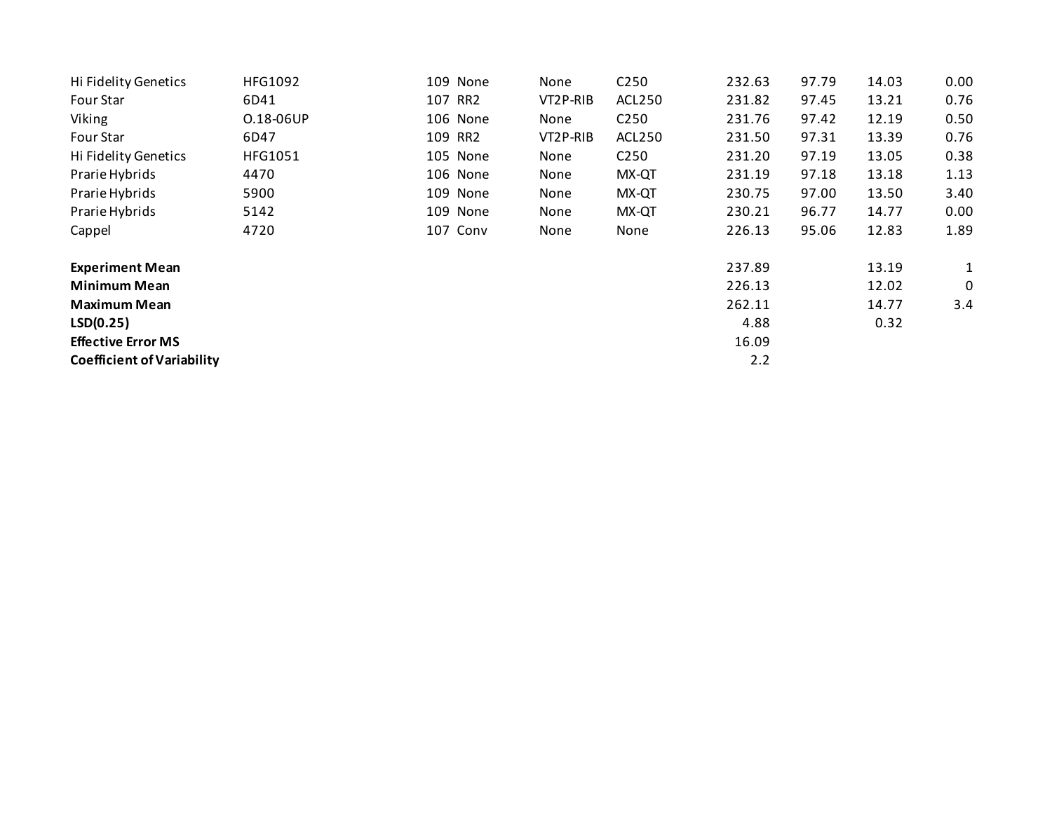| | | | | | | | | | |
|---|---|---|---|---|---|---|---|---|---|
| Hi Fidelity Genetics | HFG1092 | 109 | None | None | C250 | 232.63 | 97.79 | 14.03 | 0.00 |
| Four Star | 6D41 | 107 | RR2 | VT2P-RIB | ACL250 | 231.82 | 97.45 | 13.21 | 0.76 |
| Viking | O.18-06UP | 106 | None | None | C250 | 231.76 | 97.42 | 12.19 | 0.50 |
| Four Star | 6D47 | 109 | RR2 | VT2P-RIB | ACL250 | 231.50 | 97.31 | 13.39 | 0.76 |
| Hi Fidelity Genetics | HFG1051 | 105 | None | None | C250 | 231.20 | 97.19 | 13.05 | 0.38 |
| Prarie Hybrids | 4470 | 106 | None | None | MX-QT | 231.19 | 97.18 | 13.18 | 1.13 |
| Prarie Hybrids | 5900 | 109 | None | None | MX-QT | 230.75 | 97.00 | 13.50 | 3.40 |
| Prarie Hybrids | 5142 | 109 | None | None | MX-QT | 230.21 | 96.77 | 14.77 | 0.00 |
| Cappel | 4720 | 107 | Conv | None | None | 226.13 | 95.06 | 12.83 | 1.89 |
| | | | | | | | | | |
| **Experiment Mean** | | | | | | 237.89 | | 13.19 | 1 |
| **Minimum Mean** | | | | | | 226.13 | | 12.02 | 0 |
| **Maximum Mean** | | | | | | 262.11 | | 14.77 | 3.4 |
| **LSD(0.25)** | | | | | | 4.88 | | 0.32 | |
| **Effective Error MS** | | | | | | 16.09 | | | |
| **Coefficient of Variability** | | | | | | 2.2 | | | |